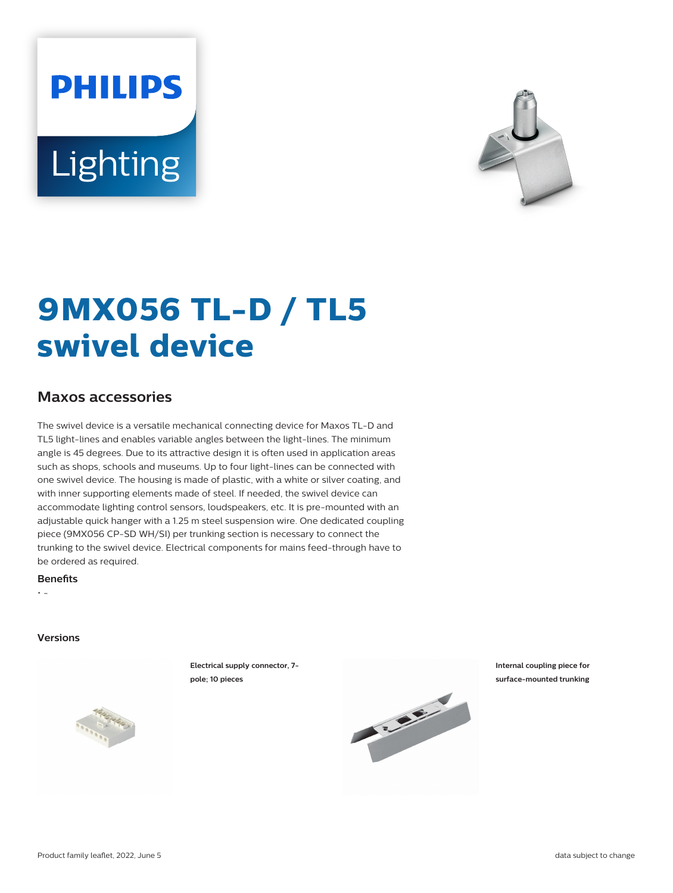# 9MX056 TL-D / TL5 swivel device

## Maxos accessories

The swivel device is a versatile mechanical connecting device for Maxos TL-D and TL5 light-lines and enables variable angles between the light-lines. The minimum angle is 45 degrees. Due to its attractive design it is often used in application areas such as shops, schools and museums. Up to four light-lines can be connected with one swivel device. The housing is made of plastic, with a white or silver coating, and with inner supporting elements made of steel. If needed, the swivel device can accommodate lighting control sensors, loudspeakers, etc. It is pre-mounted with an adjustable quick hanger with a 1.25 m steel suspension wire. One dedicated coupling piece (9MX056 CP-SD WH/SI) per trunking section is necessary to connect the trunking to the swivel device. Electrical components for mains feed-through have to be ordered as required.

### Benefits

- -

### Versions

**Electrical supply connector, 7-pole; 10 pieces**

**Internal coupling piece for surface-mounted trunking**

Product family leaflet, 2022, June 5

data subject to change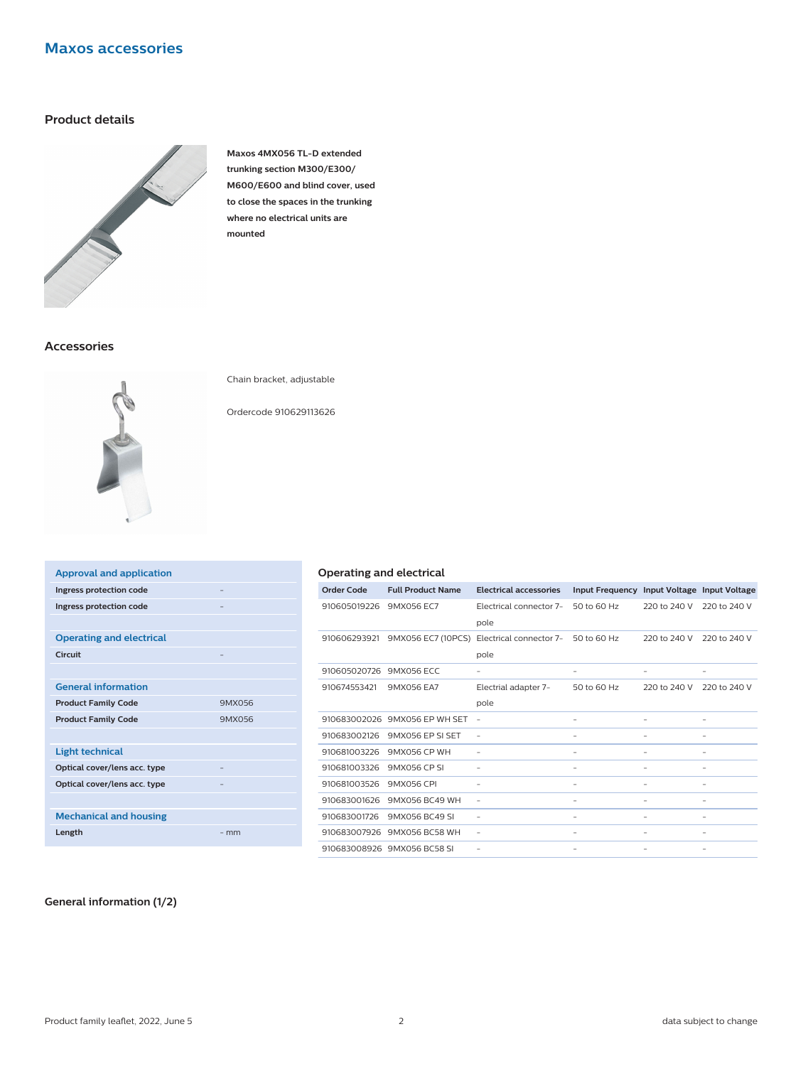# Maxos accessories

## Product details

**Maxos 4MX056 TL-D extended trunking section M300/E300/ M600/E600 and blind cover, used to close the spaces in the trunking where no electrical units are mounted**

## Accessories

Chain bracket, adjustable

Ordercode 910629113626

| Approval and application | |
|---|---|
| **Ingress protection code** | - |
| **Ingress protection code** | - |
| **Operating and electrical** | |
| **Circuit** | - |
| **General information** | |
| **Product Family Code** | 9MX056 |
| **Product Family Code** | 9MX056 |
| **Light technical** | |
| **Optical cover/lens acc. type** | - |
| **Optical cover/lens acc. type** | - |
| **Mechanical and housing** | |
| **Length** | - mm |

### Operating and electrical

| Order Code | Full Product Name | Electrical accessories | Input Frequency | Input Voltage | Input Voltage |
|---|---|---|---|---|---|
| 910605019226 | 9MX056 EC7 | Electrical connector 7-pole | 50 to 60 Hz | 220 to 240 V | 220 to 240 V |
| 910606293921 | 9MX056 EC7 (10PCS) | Electrical connector 7-pole | 50 to 60 Hz | 220 to 240 V | 220 to 240 V |
| 910605020726 | 9MX056 ECC | - | - | - | - |
| 910674553421 | 9MX056 EA7 | Electrial adapter 7-pole | 50 to 60 Hz | 220 to 240 V | 220 to 240 V |
| 910683002026 | 9MX056 EP WH SET | - | - | - | - |
| 910683002126 | 9MX056 EP SI SET | - | - | - | - |
| 910681003226 | 9MX056 CP WH | - | - | - | - |
| 910681003326 | 9MX056 CP SI | - | - | - | - |
| 910681003526 | 9MX056 CPI | - | - | - | - |
| 910683001626 | 9MX056 BC49 WH | - | - | - | - |
| 910683001726 | 9MX056 BC49 SI | - | - | - | - |
| 910683007926 | 9MX056 BC58 WH | - | - | - | - |
| 910683008926 | 9MX056 BC58 SI | - | - | - | - |

## General information (1/2)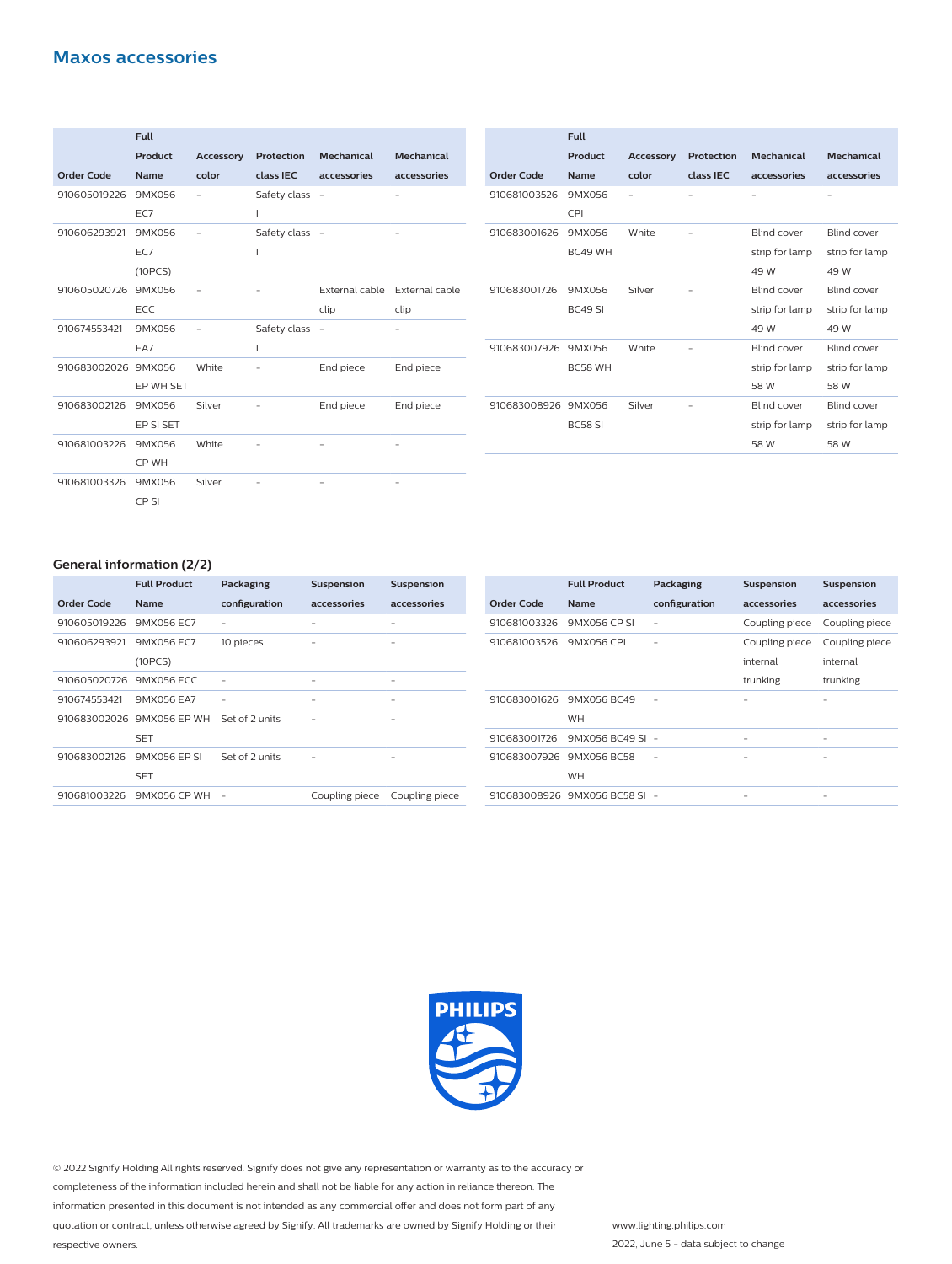## Maxos accessories

| Order Code | Full Product Name | Accessory color | Protection class IEC | Mechanical accessories | Mechanical accessories |
|---|---|---|---|---|---|
| 910605019226 | 9MX056 EC7 | - | Safety class I | - | - |
| 910606293921 | 9MX056 EC7 (10PCS) | - | Safety class I | - | - |
| 910605020726 | 9MX056 ECC | - | - | External cable clip | External cable clip |
| 910674553421 | 9MX056 EA7 | - | Safety class I | - | - |
| 910683002026 | 9MX056 EP WH SET | White | - | End piece | End piece |
| 910683002126 | 9MX056 EP SI SET | Silver | - | End piece | End piece |
| 910681003226 | 9MX056 CP WH | White | - | - | - |
| 910681003326 | 9MX056 CP SI | Silver | - | - | - |
| 910681003526 | 9MX056 CPI | - | - | - | - |
| 910683001626 | 9MX056 BC49 WH | White | - | Blind cover strip for lamp 49 W | Blind cover strip for lamp 49 W |
| 910683001726 | 9MX056 BC49 SI | Silver | - | Blind cover strip for lamp 49 W | Blind cover strip for lamp 49 W |
| 910683007926 | 9MX056 BC58 WH | White | - | Blind cover strip for lamp 58 W | Blind cover strip for lamp 58 W |
| 910683008926 | 9MX056 BC58 SI | Silver | - | Blind cover strip for lamp 58 W | Blind cover strip for lamp 58 W |

### General information (2/2)

| Order Code | Full Product Name | Packaging configuration | Suspension accessories | Suspension accessories |
|---|---|---|---|---|
| 910605019226 | 9MX056 EC7 | - | - | - |
| 910606293921 | 9MX056 EC7 (10PCS) | 10 pieces | - | - |
| 910605020726 | 9MX056 ECC | - | - | - |
| 910674553421 | 9MX056 EA7 | - | - | - |
| 910683002026 | 9MX056 EP WH SET | Set of 2 units | - | - |
| 910683002126 | 9MX056 EP SI SET | Set of 2 units | - | - |
| 910681003226 | 9MX056 CP WH | - | Coupling piece | Coupling piece |
| 910681003326 | 9MX056 CP SI | - | Coupling piece | Coupling piece |
| 910681003526 | 9MX056 CPI | - | Coupling piece internal trunking | Coupling piece internal trunking |
| 910683001626 | 9MX056 BC49 WH | - | - | - |
| 910683001726 | 9MX056 BC49 SI | - | - | - |
| 910683007926 | 9MX056 BC58 WH | - | - | - |
| 910683008926 | 9MX056 BC58 SI | - | - | - |

© 2022 Signify Holding All rights reserved. Signify does not give any representation or warranty as to the accuracy or completeness of the information included herein and shall not be liable for any action in reliance thereon. The information presented in this document is not intended as any commercial offer and does not form part of any quotation or contract, unless otherwise agreed by Signify. All trademarks are owned by Signify Holding or their respective owners.

www.lighting.philips.com

2022, June 5 - data subject to change